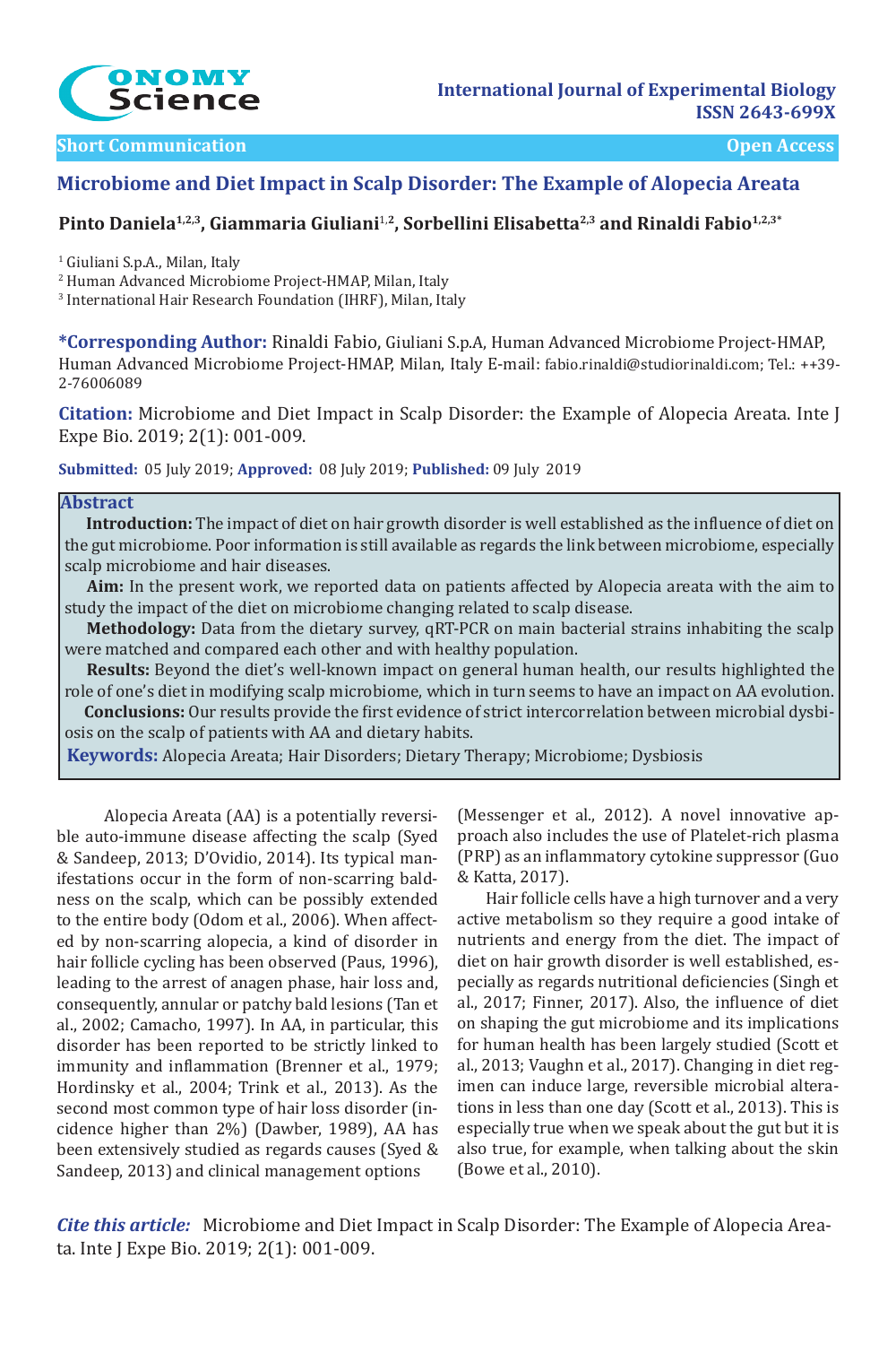Short Communication

Open Access

# Microbiome and Diet Impact in Scalp Disorder: The Example of Alopecia Areata

**Pinto Daniela[1,2,3], Giammaria Giuliani[1,2], Sorbellini Elisabetta[2,3] and Rinaldi Fabio[1,2,3*]**

[1] Giuliani S.p.A., Milan, Italy

[2] Human Advanced Microbiome Project-HMAP, Milan, Italy

[3] International Hair Research Foundation (IHRF), Milan, Italy

**\*Corresponding Author:** Rinaldi Fabio, Giuliani S.p.A, Human Advanced Microbiome Project-HMAP, Human Advanced Microbiome Project-HMAP, Milan, Italy E-mail: fabio.rinaldi@studiorinaldi.com; Tel.: ++39-2-76006089

**Citation:** Microbiome and Diet Impact in Scalp Disorder: the Example of Alopecia Areata. Inte J Expe Bio. 2019; 2(1): 001-009.

**Submitted:** 05 July 2019; **Approved:** 08 July 2019; **Published:** 09 July 2019

## Abstract

**Introduction:** The impact of diet on hair growth disorder is well established as the influence of diet on the gut microbiome. Poor information is still available as regards the link between microbiome, especially scalp microbiome and hair diseases.

**Aim:** In the present work, we reported data on patients affected by Alopecia areata with the aim to study the impact of the diet on microbiome changing related to scalp disease.

**Methodology:** Data from the dietary survey, qRT-PCR on main bacterial strains inhabiting the scalp were matched and compared each other and with healthy population.

**Results:** Beyond the diet's well-known impact on general human health, our results highlighted the role of one's diet in modifying scalp microbiome, which in turn seems to have an impact on AA evolution.

**Conclusions:** Our results provide the first evidence of strict intercorrelation between microbial dysbiosis on the scalp of patients with AA and dietary habits.

**Keywords:** Alopecia Areata; Hair Disorders; Dietary Therapy; Microbiome; Dysbiosis

Alopecia Areata (AA) is a potentially reversible auto-immune disease affecting the scalp (Syed & Sandeep, 2013; D'Ovidio, 2014). Its typical manifestations occur in the form of non-scarring baldness on the scalp, which can be possibly extended to the entire body (Odom et al., 2006). When affected by non-scarring alopecia, a kind of disorder in hair follicle cycling has been observed (Paus, 1996), leading to the arrest of anagen phase, hair loss and, consequently, annular or patchy bald lesions (Tan et al., 2002; Camacho, 1997). In AA, in particular, this disorder has been reported to be strictly linked to immunity and inflammation (Brenner et al., 1979; Hordinsky et al., 2004; Trink et al., 2013). As the second most common type of hair loss disorder (incidence higher than 2%) (Dawber, 1989), AA has been extensively studied as regards causes (Syed & Sandeep, 2013) and clinical management options (Messenger et al., 2012). A novel innovative approach also includes the use of Platelet-rich plasma (PRP) as an inflammatory cytokine suppressor (Guo & Katta, 2017).

Hair follicle cells have a high turnover and a very active metabolism so they require a good intake of nutrients and energy from the diet. The impact of diet on hair growth disorder is well established, especially as regards nutritional deficiencies (Singh et al., 2017; Finner, 2017). Also, the influence of diet on shaping the gut microbiome and its implications for human health has been largely studied (Scott et al., 2013; Vaughn et al., 2017). Changing in diet regimen can induce large, reversible microbial alterations in less than one day (Scott et al., 2013). This is especially true when we speak about the gut but it is also true, for example, when talking about the skin (Bowe et al., 2010).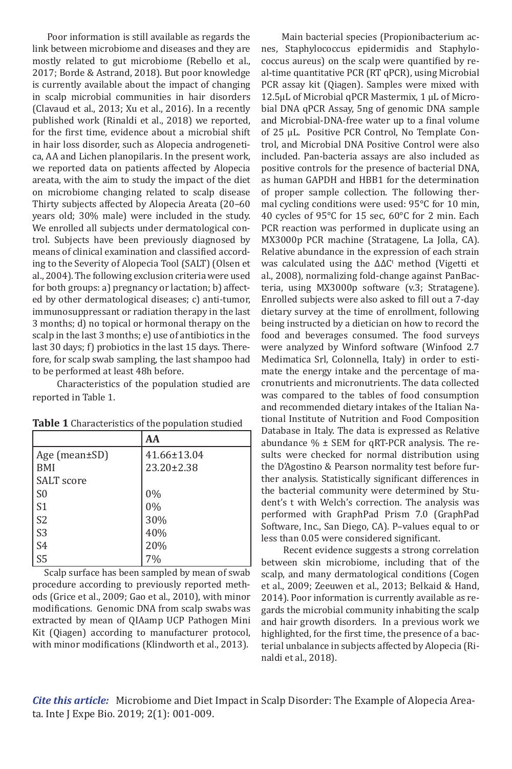Poor information is still available as regards the link between microbiome and diseases and they are mostly related to gut microbiome (Rebello et al., 2017; Borde & Astrand, 2018). But poor knowledge is currently available about the impact of changing in scalp microbial communities in hair disorders (Clavaud et al., 2013; Xu et al., 2016). In a recently published work (Rinaldi et al., 2018) we reported, for the first time, evidence about a microbial shift in hair loss disorder, such as Alopecia androgenetica, AA and Lichen planopilaris. In the present work, we reported data on patients affected by Alopecia areata, with the aim to study the impact of the diet on microbiome changing related to scalp disease Thirty subjects affected by Alopecia Areata (20–60 years old; 30% male) were included in the study. We enrolled all subjects under dermatological control. Subjects have been previously diagnosed by means of clinical examination and classified according to the Severity of Alopecia Tool (SALT) (Olsen et al., 2004). The following exclusion criteria were used for both groups: a) pregnancy or lactation; b) affected by other dermatological diseases; c) anti-tumor, immunosuppressant or radiation therapy in the last 3 months; d) no topical or hormonal therapy on the scalp in the last 3 months; e) use of antibiotics in the last 30 days; f) probiotics in the last 15 days. Therefore, for scalp swab sampling, the last shampoo had to be performed at least 48h before.

Characteristics of the population studied are reported in Table 1.

**Table 1** Characteristics of the population studied

| | **AA** |
|---|---|
| Age (mean±SD) | 41.66±13.04 |
| BMI | 23.20±2.38 |
| SALT score | |
| S0 | 0% |
| S1 | 0% |
| S2 | 30% |
| S3 | 40% |
| S4 | 20% |
| S5 | 7% |

Scalp surface has been sampled by mean of swab procedure according to previously reported methods (Grice et al., 2009; Gao et al., 2010), with minor modifications. Genomic DNA from scalp swabs was extracted by mean of QIAamp UCP Pathogen Mini Kit (Qiagen) according to manufacturer protocol, with minor modifications (Klindworth et al., 2013).

Main bacterial species (Propionibacterium acnes, Staphylococcus epidermidis and Staphylococcus aureus) on the scalp were quantified by real-time quantitative PCR (RT qPCR), using Microbial PCR assay kit (Qiagen). Samples were mixed with 12.5µL of Microbial qPCR Mastermix, 1 µL of Microbial DNA qPCR Assay, 5ng of genomic DNA sample and Microbial-DNA-free water up to a final volume of 25 µL. Positive PCR Control, No Template Control, and Microbial DNA Positive Control were also included. Pan-bacteria assays are also included as positive controls for the presence of bacterial DNA, as human GAPDH and HBB1 for the determination of proper sample collection. The following thermal cycling conditions were used: 95°C for 10 min, 40 cycles of 95°C for 15 sec, 60°C for 2 min. Each PCR reaction was performed in duplicate using an MX3000p PCR machine (Stratagene, La Jolla, CA). Relative abundance in the expression of each strain was calculated using the $\Delta\Delta C^{t}$ method (Vigetti et al., 2008), normalizing fold-change against PanBacteria, using MX3000p software (v.3; Stratagene). Enrolled subjects were also asked to fill out a 7-day dietary survey at the time of enrollment, following being instructed by a dietician on how to record the food and beverages consumed. The food surveys were analyzed by Winford software (Winfood 2.7 Medimatica Srl, Colonnella, Italy) in order to estimate the energy intake and the percentage of macronutrients and micronutrients. The data collected was compared to the tables of food consumption and recommended dietary intakes of the Italian National Institute of Nutrition and Food Composition Database in Italy. The data is expressed as Relative abundance % ± SEM for qRT-PCR analysis. The results were checked for normal distribution using the D'Agostino & Pearson normality test before further analysis. Statistically significant differences in the bacterial community were determined by Student's t with Welch's correction. The analysis was performed with GraphPad Prism 7.0 (GraphPad Software, Inc., San Diego, CA). P–values equal to or less than 0.05 were considered significant.

Recent evidence suggests a strong correlation between skin microbiome, including that of the scalp, and many dermatological conditions (Cogen et al., 2009; Zeeuwen et al., 2013; Belkaid & Hand, 2014). Poor information is currently available as regards the microbial community inhabiting the scalp and hair growth disorders. In a previous work we highlighted, for the first time, the presence of a bacterial unbalance in subjects affected by Alopecia (Rinaldi et al., 2018).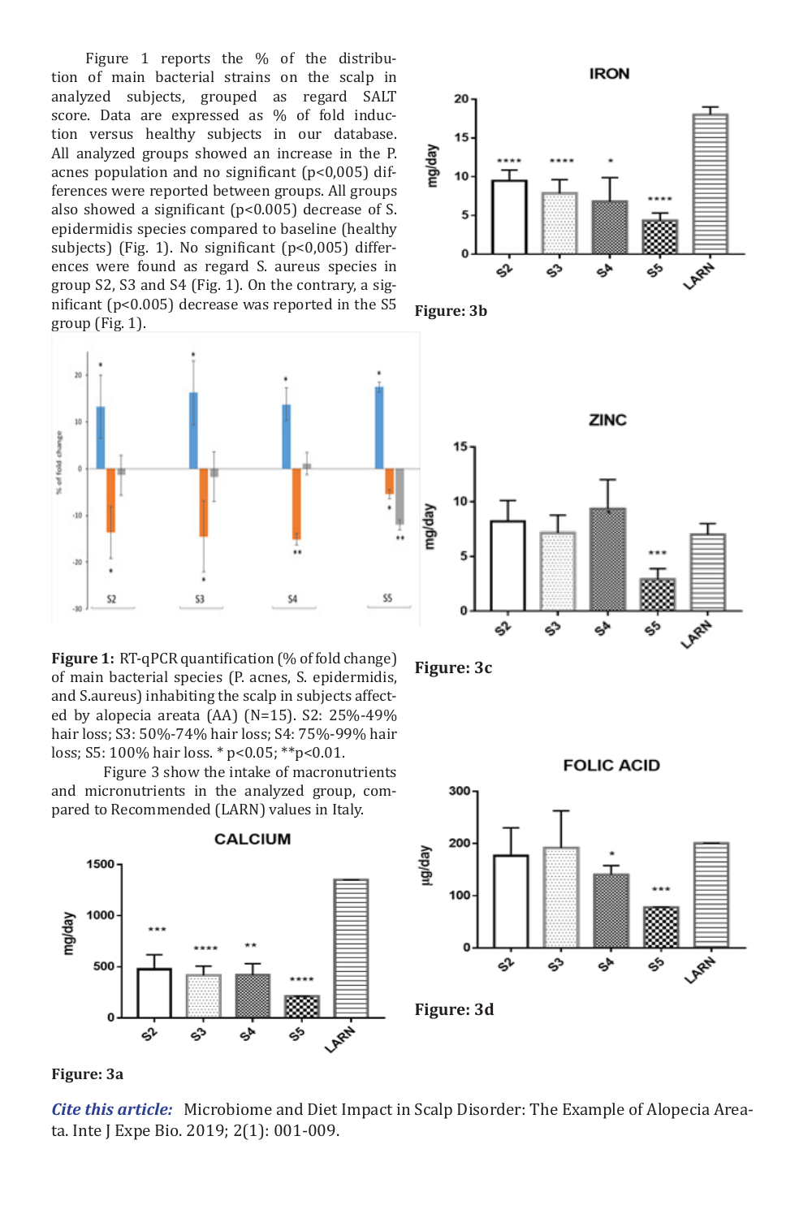Figure 1 reports the % of the distribution of main bacterial strains on the scalp in analyzed subjects, grouped as regard SALT score. Data are expressed as % of fold induction versus healthy subjects in our database. All analyzed groups showed an increase in the P. acnes population and no significant ($p<0,005$) differences were reported between groups. All groups also showed a significant ($p<0.005$) decrease of S. epidermidis species compared to baseline (healthy subjects) (Fig. 1). No significant ($p<0,005$) differences were found as regard S. aureus species in group S2, S3 and S4 (Fig. 1). On the contrary, a significant ($p<0.005$) decrease was reported in the S5 group (Fig. 1).

**Figure 1:** RT-qPCR quantification (% of fold change) of main bacterial species (P. acnes, S. epidermidis, and S.aureus) inhabiting the scalp in subjects affected by alopecia areata (AA) (N=15). S2: 25%-49% hair loss; S3: 50%-74% hair loss; S4: 75%-99% hair loss; S5: 100% hair loss. * $p<0.05$; ** $p<0.01$.

Figure 3 show the intake of macronutrients and micronutrients in the analyzed group, compared to Recommended (LARN) values in Italy.

**Figure: 3a**

**Figure: 3b**

**Figure: 3c**

**Figure: 3d**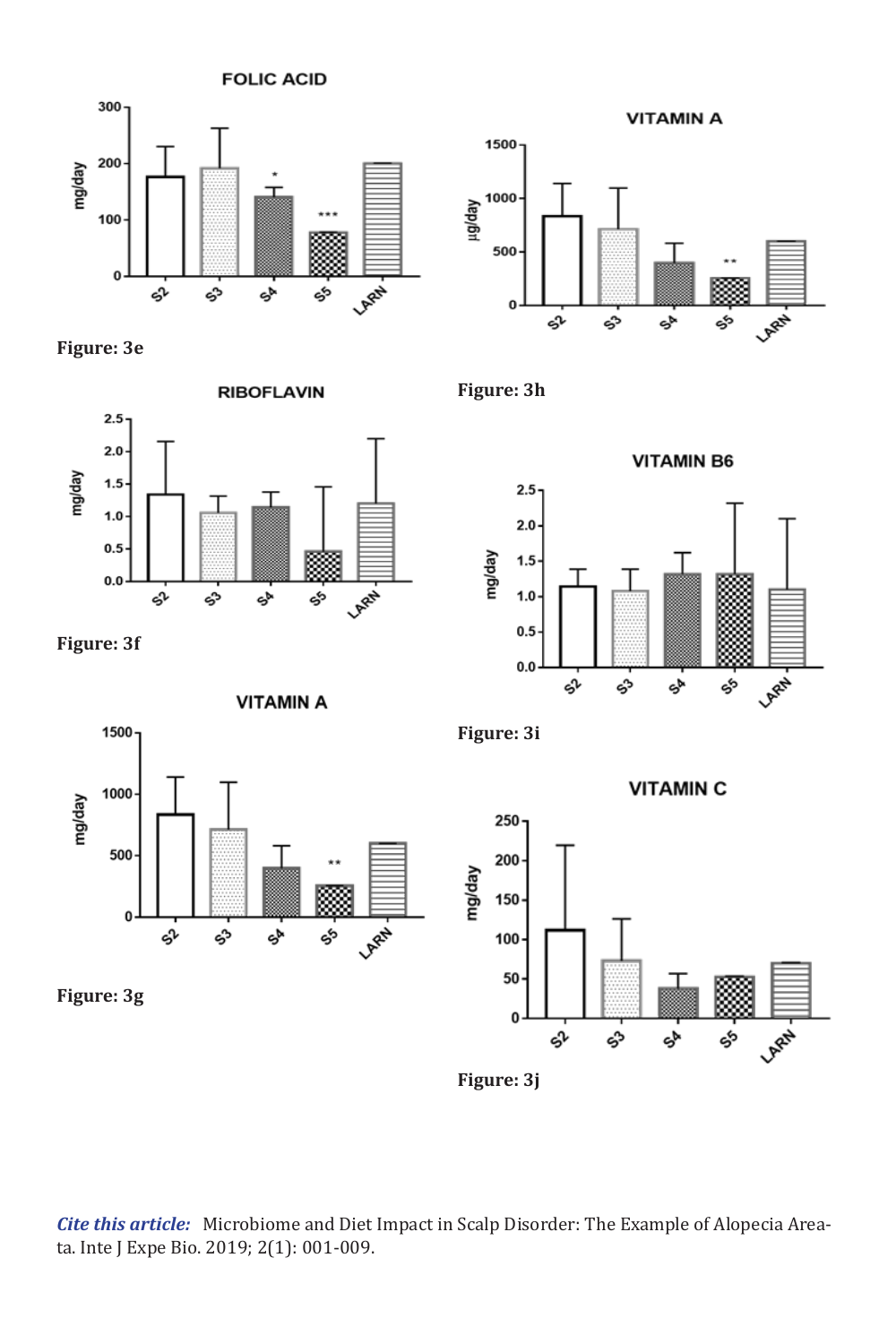Figure: 3e

Figure: 3h

Figure: 3f

Figure: 3i

Figure: 3g

Figure: 3j

*Cite this article:* Microbiome and Diet Impact in Scalp Disorder: The Example of Alopecia Areata. Inte J Expe Bio. 2019; 2(1): 001-009.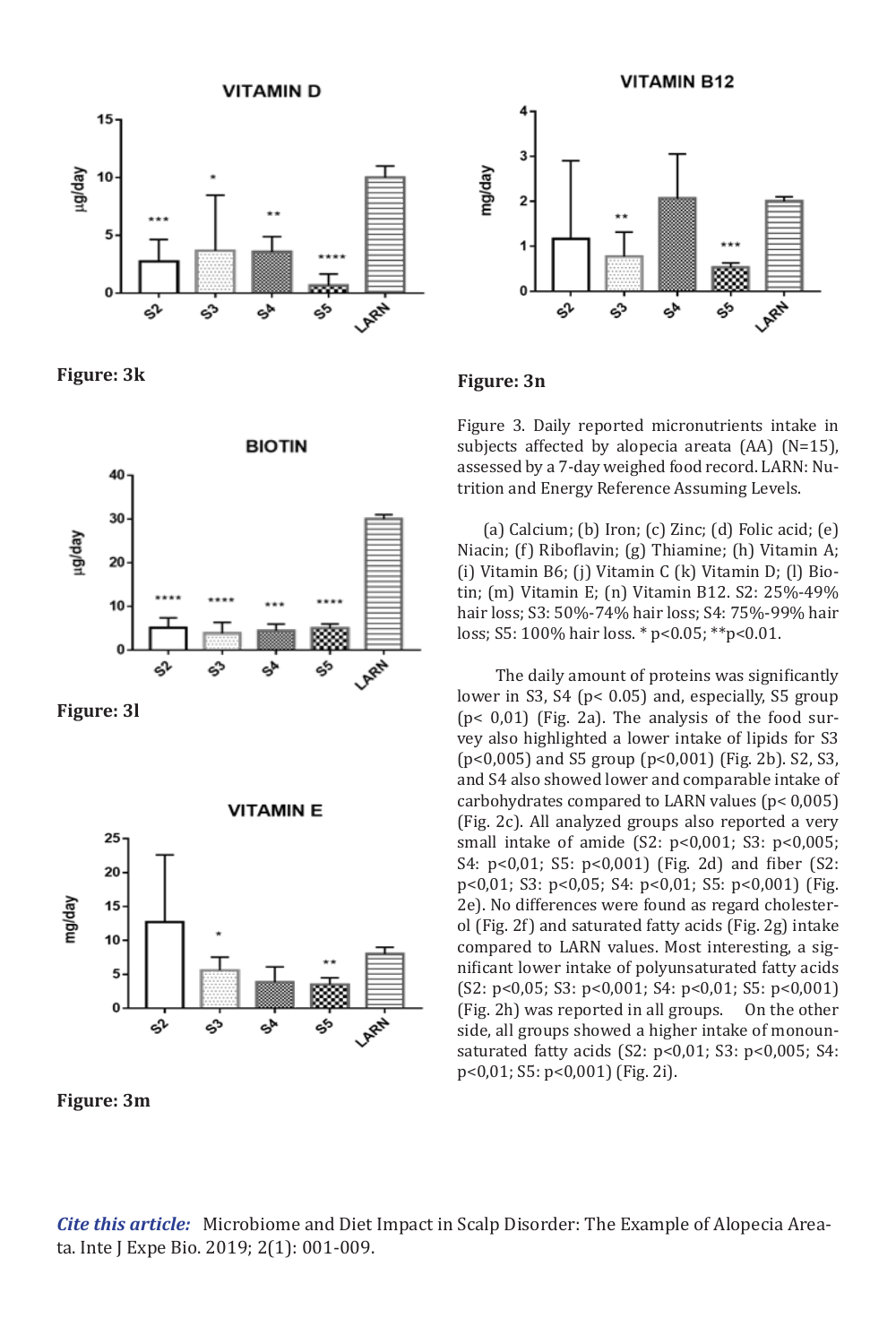Figure: 3k

Figure: 3n

Figure 3. Daily reported micronutrients intake in subjects affected by alopecia areata (AA) (N=15), assessed by a 7-day weighed food record. LARN: Nutrition and Energy Reference Assuming Levels.

(a) Calcium; (b) Iron; (c) Zinc; (d) Folic acid; (e) Niacin; (f) Riboflavin; (g) Thiamine; (h) Vitamin A; (i) Vitamin B6; (j) Vitamin C (k) Vitamin D; (l) Biotin; (m) Vitamin E; (n) Vitamin B12. S2: 25%-49% hair loss; S3: 50%-74% hair loss; S4: 75%-99% hair loss; S5: 100% hair loss. * $p<0.05$; ** $p<0.01$.

Figure: 3l

Figure: 3m

The daily amount of proteins was significantly lower in S3, S4 ($p< 0.05$) and, especially, S5 group ($p< 0,01$) (Fig. 2a). The analysis of the food survey also highlighted a lower intake of lipids for S3 ($p<0,005$) and S5 group ($p<0,001$) (Fig. 2b). S2, S3, and S4 also showed lower and comparable intake of carbohydrates compared to LARN values ($p< 0,005$) (Fig. 2c). All analyzed groups also reported a very small intake of amide (S2: $p<0,001$; S3: $p<0,005$; S4: $p<0,01$; S5: $p<0,001$) (Fig. 2d) and fiber (S2: $p<0,01$; S3: $p<0,05$; S4: $p<0,01$; S5: $p<0,001$) (Fig. 2e). No differences were found as regard cholesterol (Fig. 2f) and saturated fatty acids (Fig. 2g) intake compared to LARN values. Most interesting, a significant lower intake of polyunsaturated fatty acids (S2: $p<0,05$; S3: $p<0,001$; S4: $p<0,01$; S5: $p<0,001$) (Fig. 2h) was reported in all groups. On the other side, all groups showed a higher intake of monounsaturated fatty acids (S2: $p<0,01$; S3: $p<0,005$; S4: $p<0,01$; S5: $p<0,001$) (Fig. 2i).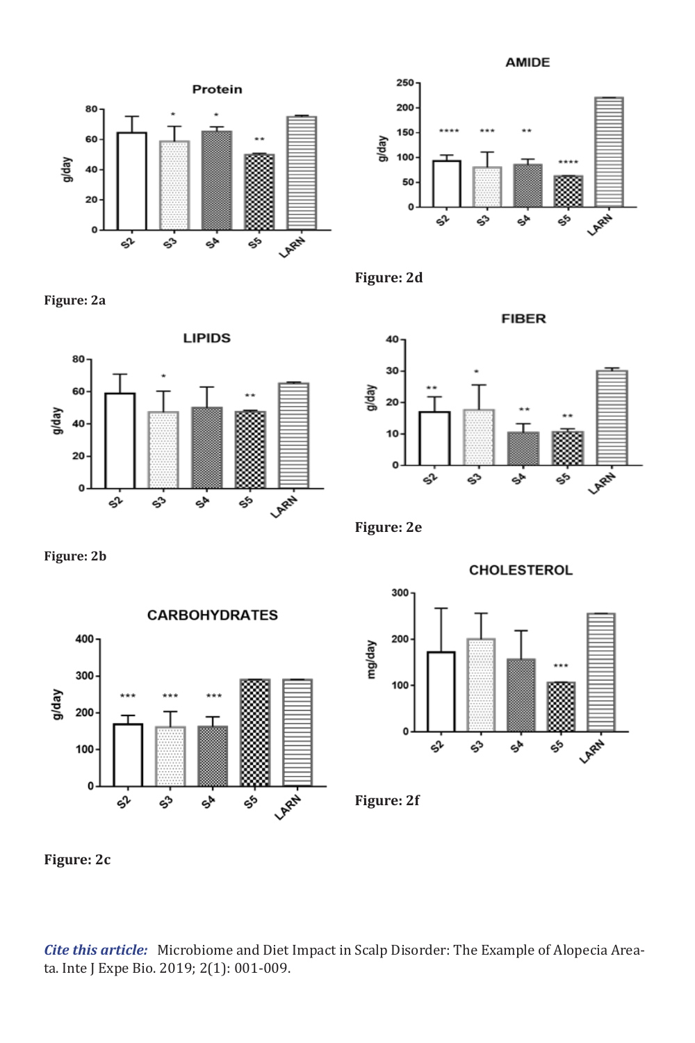Figure: 2a

Figure: 2d

Figure: 2b

Figure: 2e

Figure: 2c

Figure: 2f

***Cite this article:*** Microbiome and Diet Impact in Scalp Disorder: The Example of Alopecia Areata. Inte J Expe Bio. 2019; 2(1): 001-009.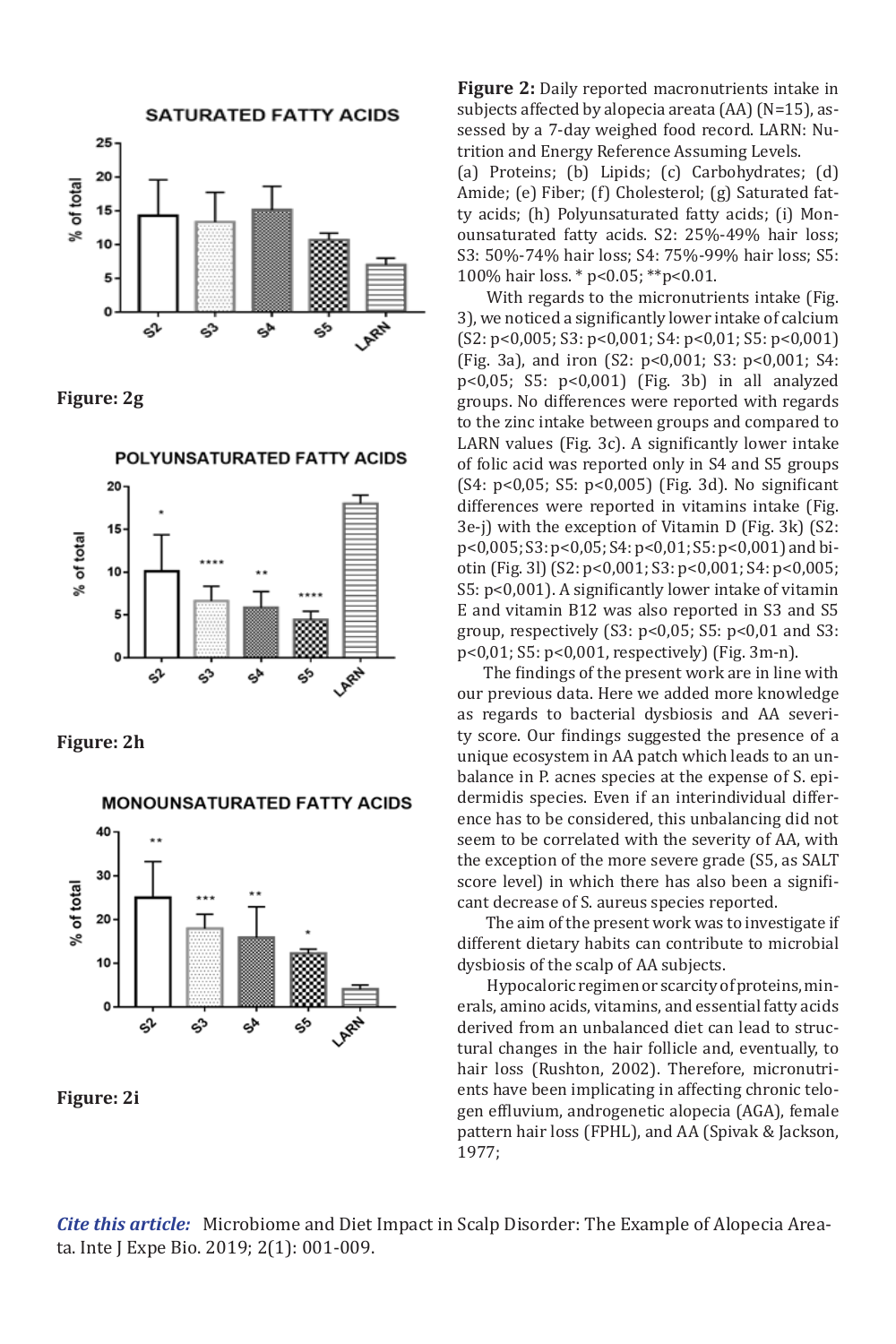Figure: 2g

Figure: 2h

Figure: 2i

**Figure 2:** Daily reported macronutrients intake in subjects affected by alopecia areata (AA) (N=15), assessed by a 7-day weighed food record. LARN: Nutrition and Energy Reference Assuming Levels. (a) Proteins; (b) Lipids; (c) Carbohydrates; (d) Amide; (e) Fiber; (f) Cholesterol; (g) Saturated fatty acids; (h) Polyunsaturated fatty acids; (i) Monounsaturated fatty acids. S2: 25%-49% hair loss; S3: 50%-74% hair loss; S4: 75%-99% hair loss; S5: 100% hair loss. * $p<0.05$; ** $p<0.01$.

With regards to the micronutrients intake (Fig. 3), we noticed a significantly lower intake of calcium (S2: $p<0,005$; S3: $p<0,001$; S4: $p<0,01$; S5: $p<0,001$) (Fig. 3a), and iron (S2: $p<0,001$; S3: $p<0,001$; S4: $p<0,05$; S5: $p<0,001$) (Fig. 3b) in all analyzed groups. No differences were reported with regards to the zinc intake between groups and compared to LARN values (Fig. 3c). A significantly lower intake of folic acid was reported only in S4 and S5 groups (S4: $p<0,05$; S5: $p<0,005$) (Fig. 3d). No significant differences were reported in vitamins intake (Fig. 3e-j) with the exception of Vitamin D (Fig. 3k) (S2: $p<0,005$; S3: $p<0,05$; S4: $p<0,01$; S5: $p<0,001$) and biotin (Fig. 3l) (S2: $p<0,001$; S3: $p<0,001$; S4: $p<0,005$; S5: $p<0,001$). A significantly lower intake of vitamin E and vitamin B12 was also reported in S3 and S5 group, respectively (S3: $p<0,05$; S5: $p<0,01$ and S3: $p<0,01$; S5: $p<0,001$, respectively) (Fig. 3m-n).

The findings of the present work are in line with our previous data. Here we added more knowledge as regards to bacterial dysbiosis and AA severity score. Our findings suggested the presence of a unique ecosystem in AA patch which leads to an unbalance in P. acnes species at the expense of S. epidermidis species. Even if an interindividual difference has to be considered, this unbalancing did not seem to be correlated with the severity of AA, with the exception of the more severe grade (S5, as SALT score level) in which there has also been a significant decrease of S. aureus species reported.

The aim of the present work was to investigate if different dietary habits can contribute to microbial dysbiosis of the scalp of AA subjects.

Hypocaloric regimen or scarcity of proteins, minerals, amino acids, vitamins, and essential fatty acids derived from an unbalanced diet can lead to structural changes in the hair follicle and, eventually, to hair loss (Rushton, 2002). Therefore, micronutrients have been implicating in affecting chronic telogen effluvium, androgenetic alopecia (AGA), female pattern hair loss (FPHL), and AA (Spivak & Jackson, 1977;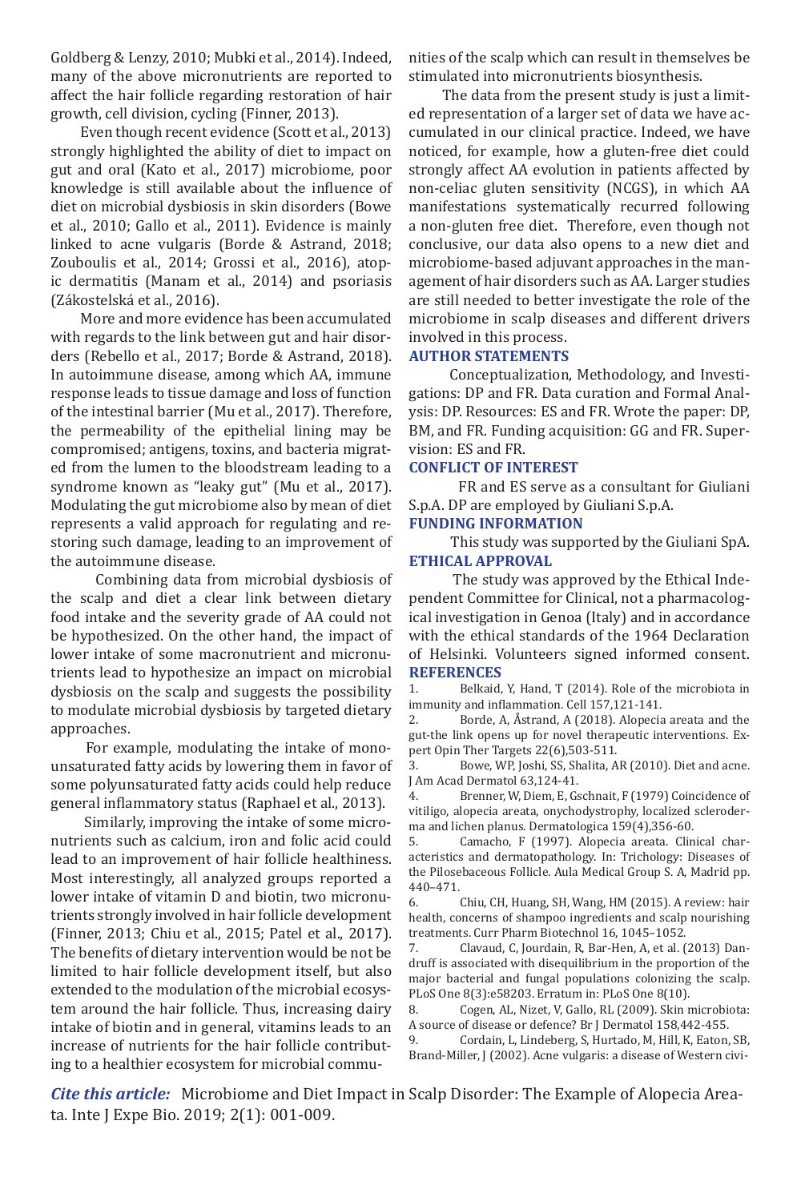Goldberg & Lenzy, 2010; Mubki et al., 2014). Indeed, many of the above micronutrients are reported to affect the hair follicle regarding restoration of hair growth, cell division, cycling (Finner, 2013).

Even though recent evidence (Scott et al., 2013) strongly highlighted the ability of diet to impact on gut and oral (Kato et al., 2017) microbiome, poor knowledge is still available about the influence of diet on microbial dysbiosis in skin disorders (Bowe et al., 2010; Gallo et al., 2011). Evidence is mainly linked to acne vulgaris (Borde & Astrand, 2018; Zouboulis et al., 2014; Grossi et al., 2016), atopic dermatitis (Manam et al., 2014) and psoriasis (Zákostelská et al., 2016).

More and more evidence has been accumulated with regards to the link between gut and hair disorders (Rebello et al., 2017; Borde & Astrand, 2018). In autoimmune disease, among which AA, immune response leads to tissue damage and loss of function of the intestinal barrier (Mu et al., 2017). Therefore, the permeability of the epithelial lining may be compromised; antigens, toxins, and bacteria migrated from the lumen to the bloodstream leading to a syndrome known as "leaky gut" (Mu et al., 2017). Modulating the gut microbiome also by mean of diet represents a valid approach for regulating and restoring such damage, leading to an improvement of the autoimmune disease.

Combining data from microbial dysbiosis of the scalp and diet a clear link between dietary food intake and the severity grade of AA could not be hypothesized. On the other hand, the impact of lower intake of some macronutrient and micronutrients lead to hypothesize an impact on microbial dysbiosis on the scalp and suggests the possibility to modulate microbial dysbiosis by targeted dietary approaches.

For example, modulating the intake of monounsaturated fatty acids by lowering them in favor of some polyunsaturated fatty acids could help reduce general inflammatory status (Raphael et al., 2013).

Similarly, improving the intake of some micronutrients such as calcium, iron and folic acid could lead to an improvement of hair follicle healthiness. Most interestingly, all analyzed groups reported a lower intake of vitamin D and biotin, two micronutrients strongly involved in hair follicle development (Finner, 2013; Chiu et al., 2015; Patel et al., 2017). The benefits of dietary intervention would be not be limited to hair follicle development itself, but also extended to the modulation of the microbial ecosystem around the hair follicle. Thus, increasing dairy intake of biotin and in general, vitamins leads to an increase of nutrients for the hair follicle contributing to a healthier ecosystem for microbial communities of the scalp which can result in themselves be stimulated into micronutrients biosynthesis.

The data from the present study is just a limited representation of a larger set of data we have accumulated in our clinical practice. Indeed, we have noticed, for example, how a gluten-free diet could strongly affect AA evolution in patients affected by non-celiac gluten sensitivity (NCGS), in which AA manifestations systematically recurred following a non-gluten free diet. Therefore, even though not conclusive, our data also opens to a new diet and microbiome-based adjuvant approaches in the management of hair disorders such as AA. Larger studies are still needed to better investigate the role of the microbiome in scalp diseases and different drivers involved in this process.

## AUTHOR STATEMENTS

Conceptualization, Methodology, and Investigations: DP and FR. Data curation and Formal Analysis: DP. Resources: ES and FR. Wrote the paper: DP, BM, and FR. Funding acquisition: GG and FR. Supervision: ES and FR.

## CONFLICT OF INTEREST

FR and ES serve as a consultant for Giuliani S.p.A. DP are employed by Giuliani S.p.A.

## FUNDING INFORMATION

This study was supported by the Giuliani SpA.

## ETHICAL APPROVAL

The study was approved by the Ethical Independent Committee for Clinical, not a pharmacological investigation in Genoa (Italy) and in accordance with the ethical standards of the 1964 Declaration of Helsinki. Volunteers signed informed consent.

## REFERENCES

1. Belkaid, Y, Hand, T (2014). Role of the microbiota in immunity and inflammation. Cell 157,121-141.
2. Borde, A, Åstrand, A (2018). Alopecia areata and the gut-the link opens up for novel therapeutic interventions. Expert Opin Ther Targets 22(6),503-511.
3. Bowe, WP, Joshi, SS, Shalita, AR (2010). Diet and acne. J Am Acad Dermatol 63,124-41.
4. Brenner, W, Diem, E, Gschnait, F (1979) Coincidence of vitiligo, alopecia areata, onychodystrophy, localized scleroderma and lichen planus. Dermatologica 159(4),356-60.
5. Camacho, F (1997). Alopecia areata. Clinical characteristics and dermatopathology. In: Trichology: Diseases of the Pilosebaceous Follicle. Aula Medical Group S. A, Madrid pp. 440–471.
6. Chiu, CH, Huang, SH, Wang, HM (2015). A review: hair health, concerns of shampoo ingredients and scalp nourishing treatments. Curr Pharm Biotechnol 16, 1045–1052.
7. Clavaud, C, Jourdain, R, Bar-Hen, A, et al. (2013) Dandruff is associated with disequilibrium in the proportion of the major bacterial and fungal populations colonizing the scalp. PLoS One 8(3):e58203. Erratum in: PLoS One 8(10).
8. Cogen, AL, Nizet, V, Gallo, RL (2009). Skin microbiota: A source of disease or defence? Br J Dermatol 158,442-455.
9. Cordain, L, Lindeberg, S, Hurtado, M, Hill, K, Eaton, SB, Brand-Miller, J (2002). Acne vulgaris: a disease of Western civi-

***Cite this article:*** Microbiome and Diet Impact in Scalp Disorder: The Example of Alopecia Areata. Inte J Expe Bio. 2019; 2(1): 001-009.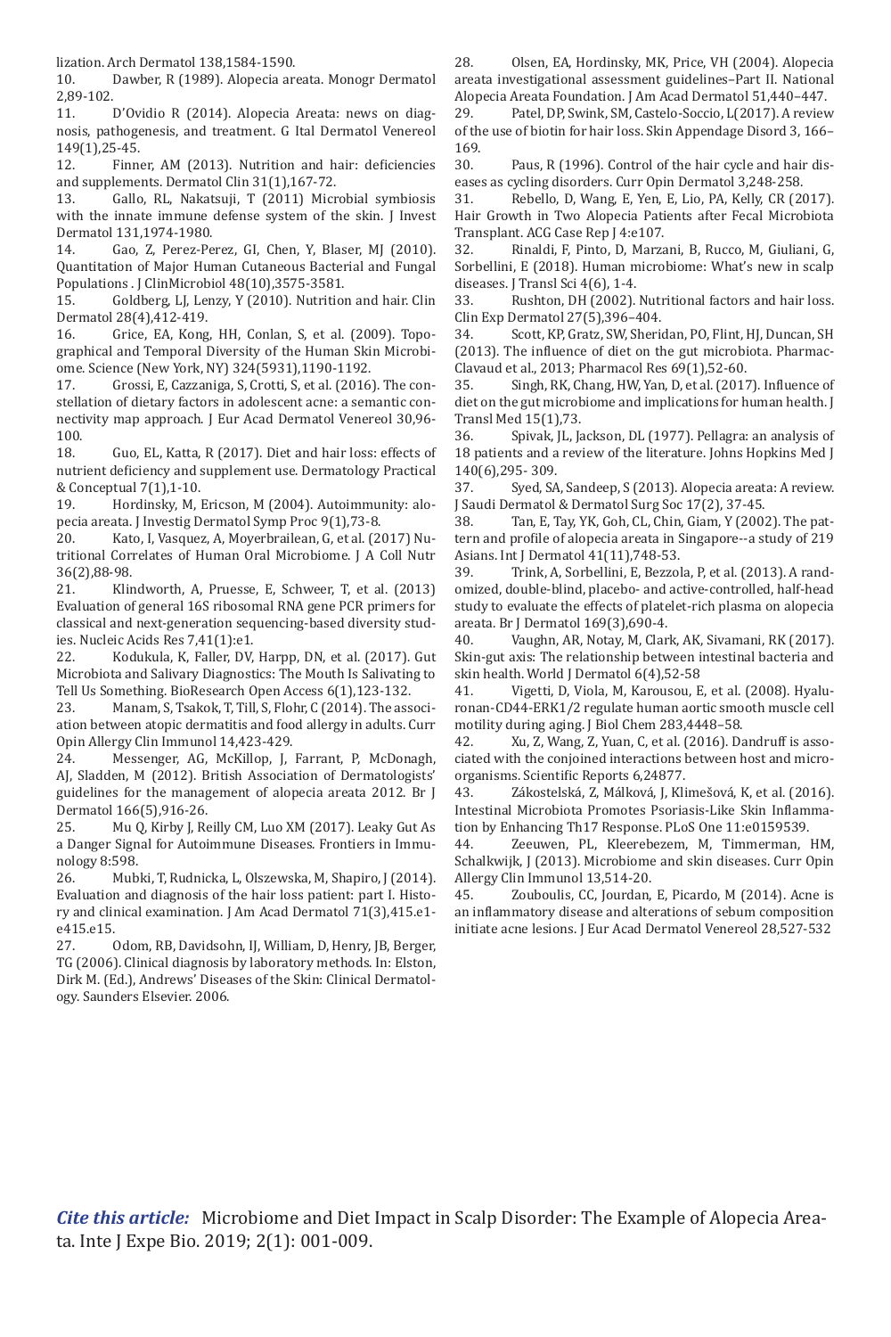lization. Arch Dermatol 138,1584-1590.

10. Dawber, R (1989). Alopecia areata. Monogr Dermatol 2,89-102.

11. D'Ovidio R (2014). Alopecia Areata: news on diagnosis, pathogenesis, and treatment. G Ital Dermatol Venereol 149(1),25-45.

12. Finner, AM (2013). Nutrition and hair: deficiencies and supplements. Dermatol Clin 31(1),167-72.

13. Gallo, RL, Nakatsuji, T (2011) Microbial symbiosis with the innate immune defense system of the skin. J Invest Dermatol 131,1974-1980.

14. Gao, Z, Perez-Perez, GI, Chen, Y, Blaser, MJ (2010). Quantitation of Major Human Cutaneous Bacterial and Fungal Populations . J ClinMicrobiol 48(10),3575-3581.

15. Goldberg, LJ, Lenzy, Y (2010). Nutrition and hair. Clin Dermatol 28(4),412-419.

16. Grice, EA, Kong, HH, Conlan, S, et al. (2009). Topographical and Temporal Diversity of the Human Skin Microbiome. Science (New York, NY) 324(5931),1190-1192.

17. Grossi, E, Cazzaniga, S, Crotti, S, et al. (2016). The constellation of dietary factors in adolescent acne: a semantic connectivity map approach. J Eur Acad Dermatol Venereol 30,96-100.

18. Guo, EL, Katta, R (2017). Diet and hair loss: effects of nutrient deficiency and supplement use. Dermatology Practical & Conceptual 7(1),1-10.

19. Hordinsky, M, Ericson, M (2004). Autoimmunity: alopecia areata. J Investig Dermatol Symp Proc 9(1),73-8.

20. Kato, I, Vasquez, A, Moyerbrailean, G, et al. (2017) Nutritional Correlates of Human Oral Microbiome. J A Coll Nutr 36(2),88-98.

21. Klindworth, A, Pruesse, E, Schweer, T, et al. (2013) Evaluation of general 16S ribosomal RNA gene PCR primers for classical and next-generation sequencing-based diversity studies. Nucleic Acids Res 7,41(1):e1.

22. Kodukula, K, Faller, DV, Harpp, DN, et al. (2017). Gut Microbiota and Salivary Diagnostics: The Mouth Is Salivating to Tell Us Something. BioResearch Open Access 6(1),123-132.

23. Manam, S, Tsakok, T, Till, S, Flohr, C (2014). The association between atopic dermatitis and food allergy in adults. Curr Opin Allergy Clin Immunol 14,423-429.

24. Messenger, AG, McKillop, J, Farrant, P, McDonagh, AJ, Sladden, M (2012). British Association of Dermatologists' guidelines for the management of alopecia areata 2012. Br J Dermatol 166(5),916-26.

25. Mu Q, Kirby J, Reilly CM, Luo XM (2017). Leaky Gut As a Danger Signal for Autoimmune Diseases. Frontiers in Immunology 8:598.

26. Mubki, T, Rudnicka, L, Olszewska, M, Shapiro, J (2014). Evaluation and diagnosis of the hair loss patient: part I. History and clinical examination. J Am Acad Dermatol 71(3),415.e1-e415.e15.

27. Odom, RB, Davidsohn, IJ, William, D, Henry, JB, Berger, TG (2006). Clinical diagnosis by laboratory methods. In: Elston, Dirk M. (Ed.), Andrews' Diseases of the Skin: Clinical Dermatology. Saunders Elsevier. 2006.

28. Olsen, EA, Hordinsky, MK, Price, VH (2004). Alopecia areata investigational assessment guidelines–Part II. National Alopecia Areata Foundation. J Am Acad Dermatol 51,440–447.

29. Patel, DP, Swink, SM, Castelo-Soccio, L(2017). A review of the use of biotin for hair loss. Skin Appendage Disord 3, 166–169.

30. Paus, R (1996). Control of the hair cycle and hair diseases as cycling disorders. Curr Opin Dermatol 3,248-258.

31. Rebello, D, Wang, E, Yen, E, Lio, PA, Kelly, CR (2017). Hair Growth in Two Alopecia Patients after Fecal Microbiota Transplant. ACG Case Rep J 4:e107.

32. Rinaldi, F, Pinto, D, Marzani, B, Rucco, M, Giuliani, G, Sorbellini, E (2018). Human microbiome: What's new in scalp diseases. J Transl Sci 4(6), 1-4.

33. Rushton, DH (2002). Nutritional factors and hair loss. Clin Exp Dermatol 27(5),396–404.

34. Scott, KP, Gratz, SW, Sheridan, PO, Flint, HJ, Duncan, SH (2013). The influence of diet on the gut microbiota. Pharmac-Clavaud et al., 2013; Pharmacol Res 69(1),52-60.

35. Singh, RK, Chang, HW, Yan, D, et al. (2017). Influence of diet on the gut microbiome and implications for human health. J Transl Med 15(1),73.

36. Spivak, JL, Jackson, DL (1977). Pellagra: an analysis of 18 patients and a review of the literature. Johns Hopkins Med J 140(6),295- 309.

37. Syed, SA, Sandeep, S (2013). Alopecia areata: A review. J Saudi Dermatol & Dermatol Surg Soc 17(2), 37-45.

38. Tan, E, Tay, YK, Goh, CL, Chin, Giam, Y (2002). The pattern and profile of alopecia areata in Singapore--a study of 219 Asians. Int J Dermatol 41(11),748-53.

39. Trink, A, Sorbellini, E, Bezzola, P, et al. (2013). A randomized, double-blind, placebo- and active-controlled, half-head study to evaluate the effects of platelet-rich plasma on alopecia areata. Br J Dermatol 169(3),690-4.

40. Vaughn, AR, Notay, M, Clark, AK, Sivamani, RK (2017). Skin-gut axis: The relationship between intestinal bacteria and skin health. World J Dermatol 6(4),52-58

41. Vigetti, D, Viola, M, Karousou, E, et al. (2008). Hyaluronan-CD44-ERK1/2 regulate human aortic smooth muscle cell motility during aging. J Biol Chem 283,4448–58.

42. Xu, Z, Wang, Z, Yuan, C, et al. (2016). Dandruff is associated with the conjoined interactions between host and microorganisms. Scientific Reports 6,24877.

43. Zákostelská, Z, Málková, J, Klimešová, K, et al. (2016). Intestinal Microbiota Promotes Psoriasis-Like Skin Inflammation by Enhancing Th17 Response. PLoS One 11:e0159539.

44. Zeeuwen, PL, Kleerebezem, M, Timmerman, HM, Schalkwijk, J (2013). Microbiome and skin diseases. Curr Opin Allergy Clin Immunol 13,514-20.

45. Zouboulis, CC, Jourdan, E, Picardo, M (2014). Acne is an inflammatory disease and alterations of sebum composition initiate acne lesions. J Eur Acad Dermatol Venereol 28,527-532

***Cite this article:*** Microbiome and Diet Impact in Scalp Disorder: The Example of Alopecia Areata. Inte J Expe Bio. 2019; 2(1): 001-009.